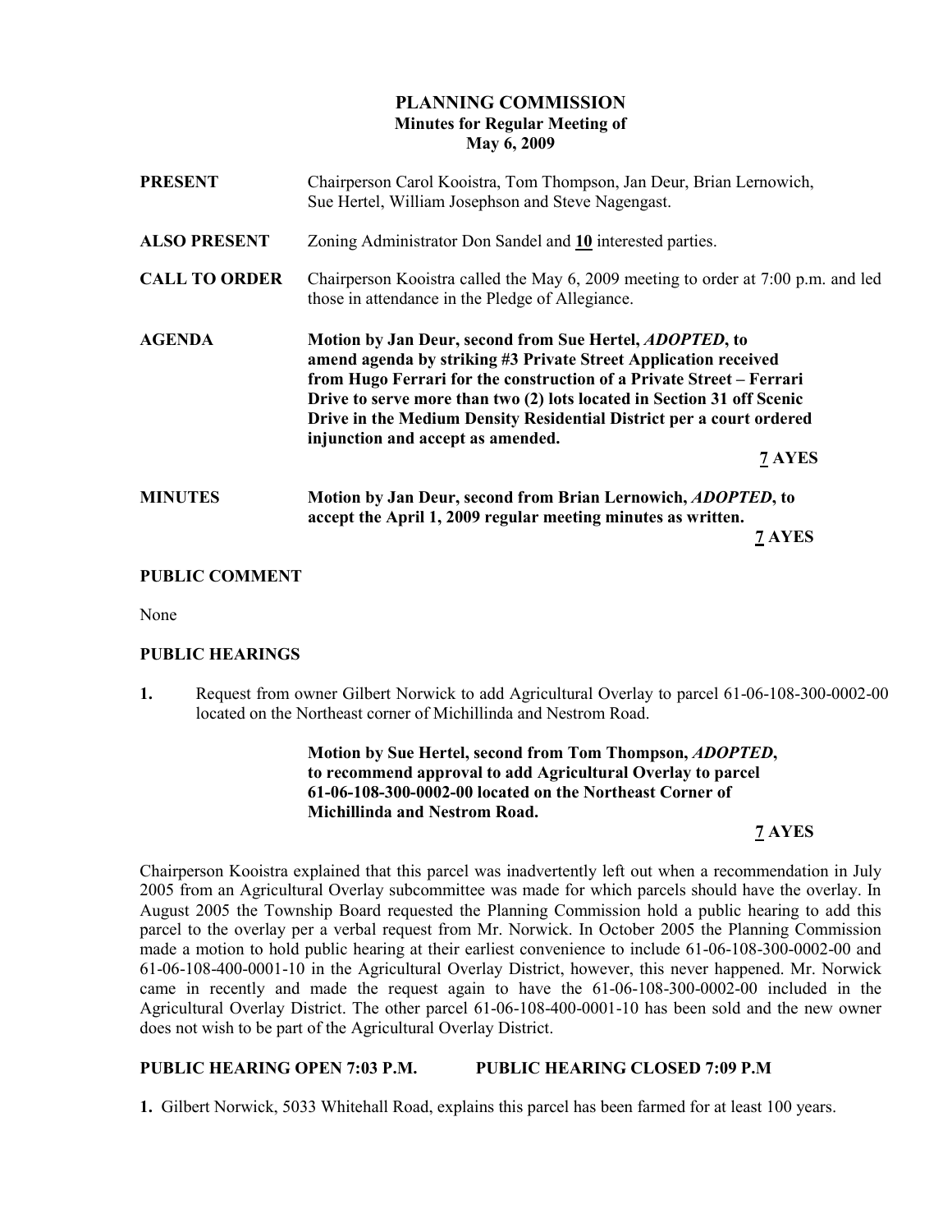# PLANNING COMMISSION
## Minutes for Regular Meeting of
## May 6, 2009

**PRESENT** Chairperson Carol Kooistra, Tom Thompson, Jan Deur, Brian Lernowich, Sue Hertel, William Josephson and Steve Nagengast.

**ALSO PRESENT** Zoning Administrator Don Sandel and **10** interested parties.

**CALL TO ORDER** Chairperson Kooistra called the May 6, 2009 meeting to order at 7:00 p.m. and led those in attendance in the Pledge of Allegiance.

**AGENDA** **Motion by Jan Deur, second from Sue Hertel, *ADOPTED*, to amend agenda by striking #3 Private Street Application received from Hugo Ferrari for the construction of a Private Street – Ferrari Drive to serve more than two (2) lots located in Section 31 off Scenic Drive in the Medium Density Residential District per a court ordered injunction and accept as amended.**

**7 AYES**

**MINUTES** **Motion by Jan Deur, second from Brian Lernowich, *ADOPTED*, to accept the April 1, 2009 regular meeting minutes as written.**

**7 AYES**

### PUBLIC COMMENT

None

### PUBLIC HEARINGS

**1.** Request from owner Gilbert Norwick to add Agricultural Overlay to parcel 61-06-108-300-0002-00 located on the Northeast corner of Michillinda and Nestrom Road.

**Motion by Sue Hertel, second from Tom Thompson, *ADOPTED*, to recommend approval to add Agricultural Overlay to parcel 61-06-108-300-0002-00 located on the Northeast Corner of Michillinda and Nestrom Road.**

**7 AYES**

Chairperson Kooistra explained that this parcel was inadvertently left out when a recommendation in July 2005 from an Agricultural Overlay subcommittee was made for which parcels should have the overlay. In August 2005 the Township Board requested the Planning Commission hold a public hearing to add this parcel to the overlay per a verbal request from Mr. Norwick. In October 2005 the Planning Commission made a motion to hold public hearing at their earliest convenience to include 61-06-108-300-0002-00 and 61-06-108-400-0001-10 in the Agricultural Overlay District, however, this never happened. Mr. Norwick came in recently and made the request again to have the 61-06-108-300-0002-00 included in the Agricultural Overlay District. The other parcel 61-06-108-400-0001-10 has been sold and the new owner does not wish to be part of the Agricultural Overlay District.

**PUBLIC HEARING OPEN 7:03 P.M. PUBLIC HEARING CLOSED 7:09 P.M**

**1.** Gilbert Norwick, 5033 Whitehall Road, explains this parcel has been farmed for at least 100 years.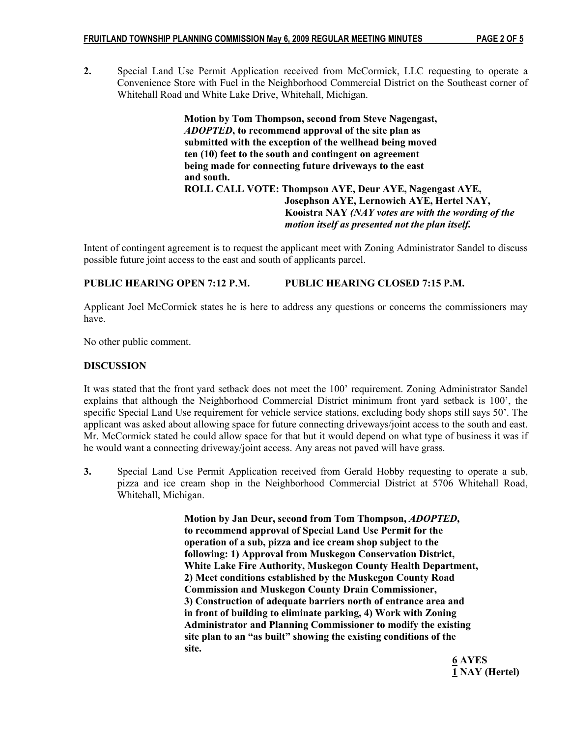**2.** Special Land Use Permit Application received from McCormick, LLC requesting to operate a Convenience Store with Fuel in the Neighborhood Commercial District on the Southeast corner of Whitehall Road and White Lake Drive, Whitehall, Michigan.

> **Motion by Tom Thompson, second from Steve Nagengast, *ADOPTED*, to recommend approval of the site plan as submitted with the exception of the wellhead being moved ten (10) feet to the south and contingent on agreement being made for connecting future driveways to the east and south.**
> **ROLL CALL VOTE: Thompson AYE, Deur AYE, Nagengast AYE, Josephson AYE, Lernowich AYE, Hertel NAY, Kooistra NAY *(NAY votes are with the wording of the motion itself as presented not the plan itself.***

Intent of contingent agreement is to request the applicant meet with Zoning Administrator Sandel to discuss possible future joint access to the east and south of applicants parcel.

**PUBLIC HEARING OPEN 7:12 P.M. PUBLIC HEARING CLOSED 7:15 P.M.**

Applicant Joel McCormick states he is here to address any questions or concerns the commissioners may have.

No other public comment.

**DISCUSSION**

It was stated that the front yard setback does not meet the 100' requirement. Zoning Administrator Sandel explains that although the Neighborhood Commercial District minimum front yard setback is 100', the specific Special Land Use requirement for vehicle service stations, excluding body shops still says 50'. The applicant was asked about allowing space for future connecting driveways/joint access to the south and east. Mr. McCormick stated he could allow space for that but it would depend on what type of business it was if he would want a connecting driveway/joint access. Any areas not paved will have grass.

**3.** Special Land Use Permit Application received from Gerald Hobby requesting to operate a sub, pizza and ice cream shop in the Neighborhood Commercial District at 5706 Whitehall Road, Whitehall, Michigan.

> **Motion by Jan Deur, second from Tom Thompson, *ADOPTED*, to recommend approval of Special Land Use Permit for the operation of a sub, pizza and ice cream shop subject to the following: 1) Approval from Muskegon Conservation District, White Lake Fire Authority, Muskegon County Health Department, 2) Meet conditions established by the Muskegon County Road Commission and Muskegon County Drain Commissioner, 3) Construction of adequate barriers north of entrance area and in front of building to eliminate parking, 4) Work with Zoning Administrator and Planning Commissioner to modify the existing site plan to an "as built" showing the existing conditions of the site.**
>
> **6 AYES**
> **1 NAY (Hertel)**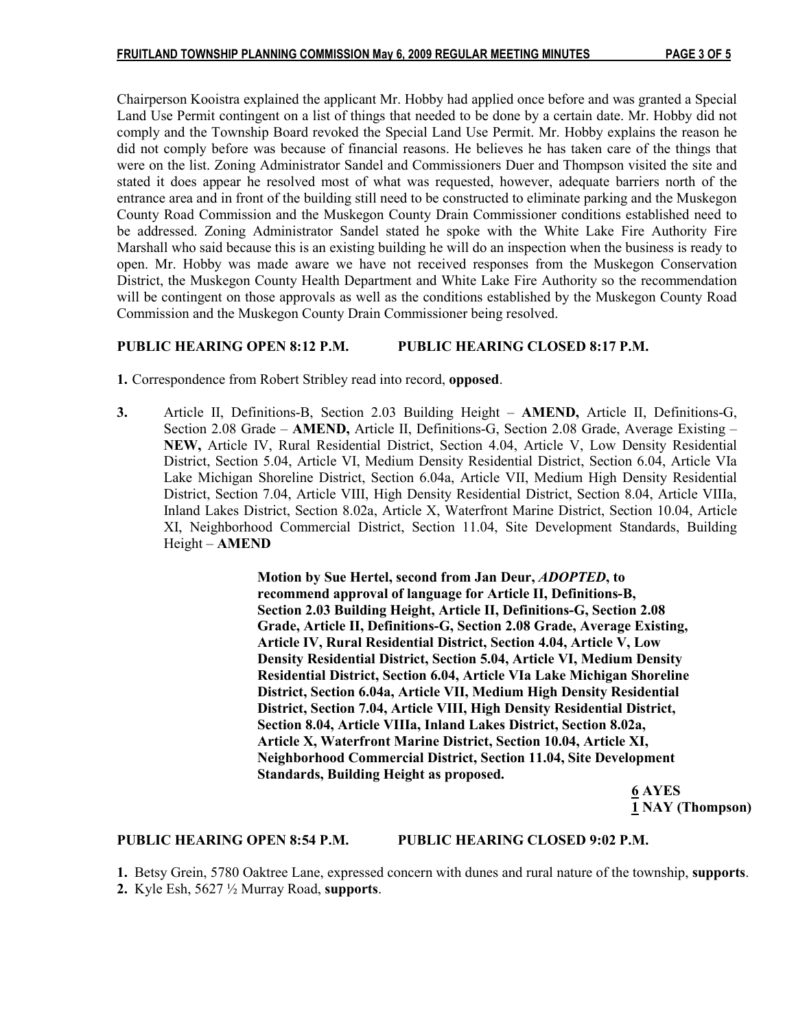Chairperson Kooistra explained the applicant Mr. Hobby had applied once before and was granted a Special Land Use Permit contingent on a list of things that needed to be done by a certain date. Mr. Hobby did not comply and the Township Board revoked the Special Land Use Permit. Mr. Hobby explains the reason he did not comply before was because of financial reasons. He believes he has taken care of the things that were on the list. Zoning Administrator Sandel and Commissioners Duer and Thompson visited the site and stated it does appear he resolved most of what was requested, however, adequate barriers north of the entrance area and in front of the building still need to be constructed to eliminate parking and the Muskegon County Road Commission and the Muskegon County Drain Commissioner conditions established need to be addressed. Zoning Administrator Sandel stated he spoke with the White Lake Fire Authority Fire Marshall who said because this is an existing building he will do an inspection when the business is ready to open. Mr. Hobby was made aware we have not received responses from the Muskegon Conservation District, the Muskegon County Health Department and White Lake Fire Authority so the recommendation will be contingent on those approvals as well as the conditions established by the Muskegon County Road Commission and the Muskegon County Drain Commissioner being resolved.

**PUBLIC HEARING OPEN 8:12 P.M. PUBLIC HEARING CLOSED 8:17 P.M.**

**1.** Correspondence from Robert Stribley read into record, **opposed**.

**3.** Article II, Definitions-B, Section 2.03 Building Height – **AMEND,** Article II, Definitions-G, Section 2.08 Grade – **AMEND,** Article II, Definitions-G, Section 2.08 Grade, Average Existing – **NEW,** Article IV, Rural Residential District, Section 4.04, Article V, Low Density Residential District, Section 5.04, Article VI, Medium Density Residential District, Section 6.04, Article VIa Lake Michigan Shoreline District, Section 6.04a, Article VII, Medium High Density Residential District, Section 7.04, Article VIII, High Density Residential District, Section 8.04, Article VIIIa, Inland Lakes District, Section 8.02a, Article X, Waterfront Marine District, Section 10.04, Article XI, Neighborhood Commercial District, Section 11.04, Site Development Standards, Building Height – **AMEND**

**Motion by Sue Hertel, second from Jan Deur, *ADOPTED*, to recommend approval of language for Article II, Definitions-B, Section 2.03 Building Height, Article II, Definitions-G, Section 2.08 Grade, Article II, Definitions-G, Section 2.08 Grade, Average Existing, Article IV, Rural Residential District, Section 4.04, Article V, Low Density Residential District, Section 5.04, Article VI, Medium Density Residential District, Section 6.04, Article VIa Lake Michigan Shoreline District, Section 6.04a, Article VII, Medium High Density Residential District, Section 7.04, Article VIII, High Density Residential District, Section 8.04, Article VIIIa, Inland Lakes District, Section 8.02a, Article X, Waterfront Marine District, Section 10.04, Article XI, Neighborhood Commercial District, Section 11.04, Site Development Standards, Building Height as proposed.**

**6 AYES**
**1 NAY (Thompson)**

**PUBLIC HEARING OPEN 8:54 P.M. PUBLIC HEARING CLOSED 9:02 P.M.**

**1.** Betsy Grein, 5780 Oaktree Lane, expressed concern with dunes and rural nature of the township, **supports**.
**2.** Kyle Esh, 5627 ½ Murray Road, **supports**.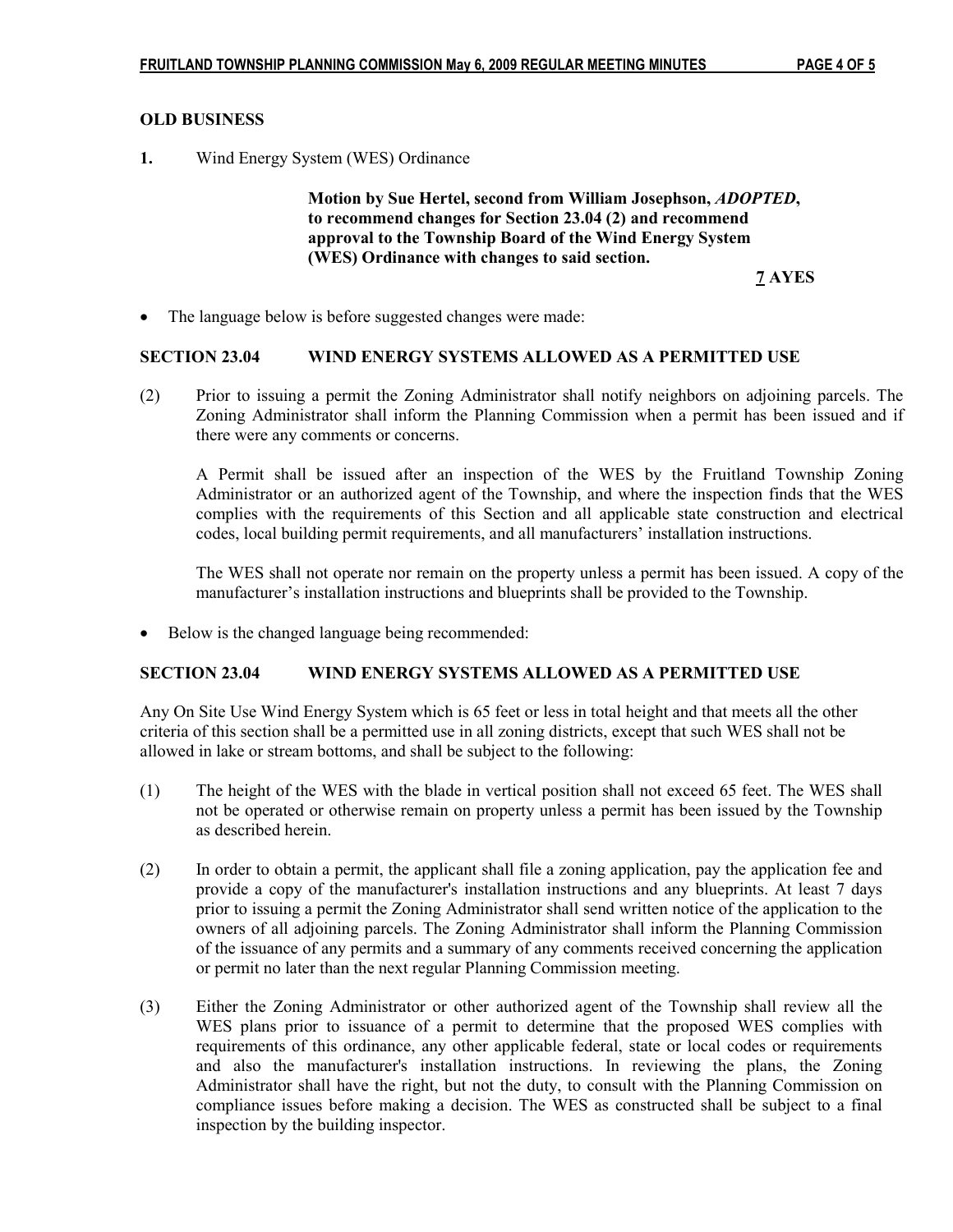**OLD BUSINESS**

**1.** Wind Energy System (WES) Ordinance

> **Motion by Sue Hertel, second from William Josephson, *ADOPTED*, to recommend changes for Section 23.04 (2) and recommend approval to the Township Board of the Wind Energy System (WES) Ordinance with changes to said section.**
>
> **7 AYES**

- The language below is before suggested changes were made:

**SECTION 23.04 WIND ENERGY SYSTEMS ALLOWED AS A PERMITTED USE**

(2) Prior to issuing a permit the Zoning Administrator shall notify neighbors on adjoining parcels. The Zoning Administrator shall inform the Planning Commission when a permit has been issued and if there were any comments or concerns.

A Permit shall be issued after an inspection of the WES by the Fruitland Township Zoning Administrator or an authorized agent of the Township, and where the inspection finds that the WES complies with the requirements of this Section and all applicable state construction and electrical codes, local building permit requirements, and all manufacturers' installation instructions.

The WES shall not operate nor remain on the property unless a permit has been issued. A copy of the manufacturer's installation instructions and blueprints shall be provided to the Township.

- Below is the changed language being recommended:

**SECTION 23.04 WIND ENERGY SYSTEMS ALLOWED AS A PERMITTED USE**

Any On Site Use Wind Energy System which is 65 feet or less in total height and that meets all the other criteria of this section shall be a permitted use in all zoning districts, except that such WES shall not be allowed in lake or stream bottoms, and shall be subject to the following:

(1) The height of the WES with the blade in vertical position shall not exceed 65 feet. The WES shall not be operated or otherwise remain on property unless a permit has been issued by the Township as described herein.

(2) In order to obtain a permit, the applicant shall file a zoning application, pay the application fee and provide a copy of the manufacturer's installation instructions and any blueprints. At least 7 days prior to issuing a permit the Zoning Administrator shall send written notice of the application to the owners of all adjoining parcels. The Zoning Administrator shall inform the Planning Commission of the issuance of any permits and a summary of any comments received concerning the application or permit no later than the next regular Planning Commission meeting.

(3) Either the Zoning Administrator or other authorized agent of the Township shall review all the WES plans prior to issuance of a permit to determine that the proposed WES complies with requirements of this ordinance, any other applicable federal, state or local codes or requirements and also the manufacturer's installation instructions. In reviewing the plans, the Zoning Administrator shall have the right, but not the duty, to consult with the Planning Commission on compliance issues before making a decision. The WES as constructed shall be subject to a final inspection by the building inspector.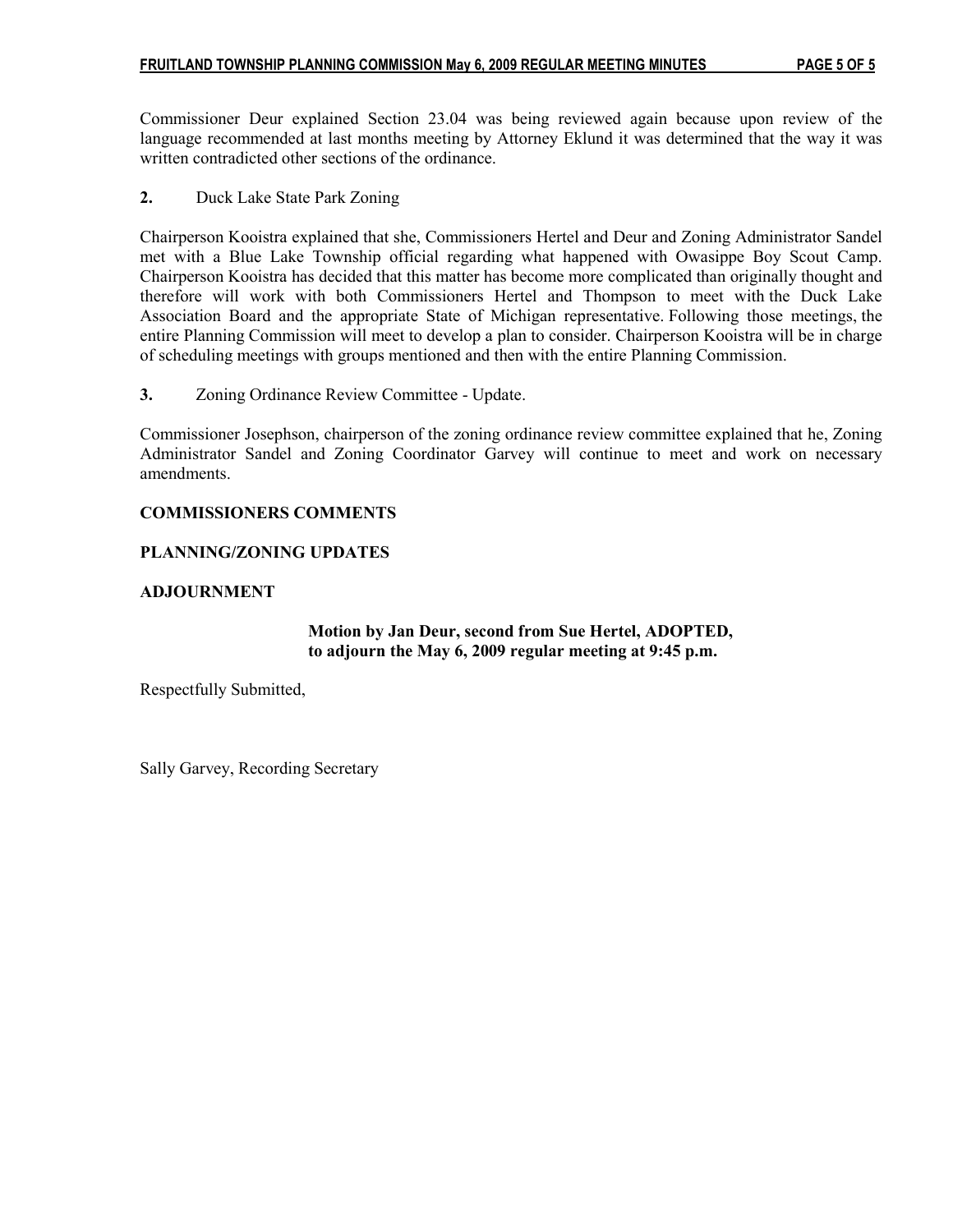Commissioner Deur explained Section 23.04 was being reviewed again because upon review of the language recommended at last months meeting by Attorney Eklund it was determined that the way it was written contradicted other sections of the ordinance.

**2.** Duck Lake State Park Zoning

Chairperson Kooistra explained that she, Commissioners Hertel and Deur and Zoning Administrator Sandel met with a Blue Lake Township official regarding what happened with Owasippe Boy Scout Camp. Chairperson Kooistra has decided that this matter has become more complicated than originally thought and therefore will work with both Commissioners Hertel and Thompson to meet with the Duck Lake Association Board and the appropriate State of Michigan representative. Following those meetings, the entire Planning Commission will meet to develop a plan to consider. Chairperson Kooistra will be in charge of scheduling meetings with groups mentioned and then with the entire Planning Commission.

**3.** Zoning Ordinance Review Committee - Update.

Commissioner Josephson, chairperson of the zoning ordinance review committee explained that he, Zoning Administrator Sandel and Zoning Coordinator Garvey will continue to meet and work on necessary amendments.

**COMMISSIONERS COMMENTS**

**PLANNING/ZONING UPDATES**

**ADJOURNMENT**

**Motion by Jan Deur, second from Sue Hertel, ADOPTED, to adjourn the May 6, 2009 regular meeting at 9:45 p.m.**

Respectfully Submitted,

Sally Garvey, Recording Secretary